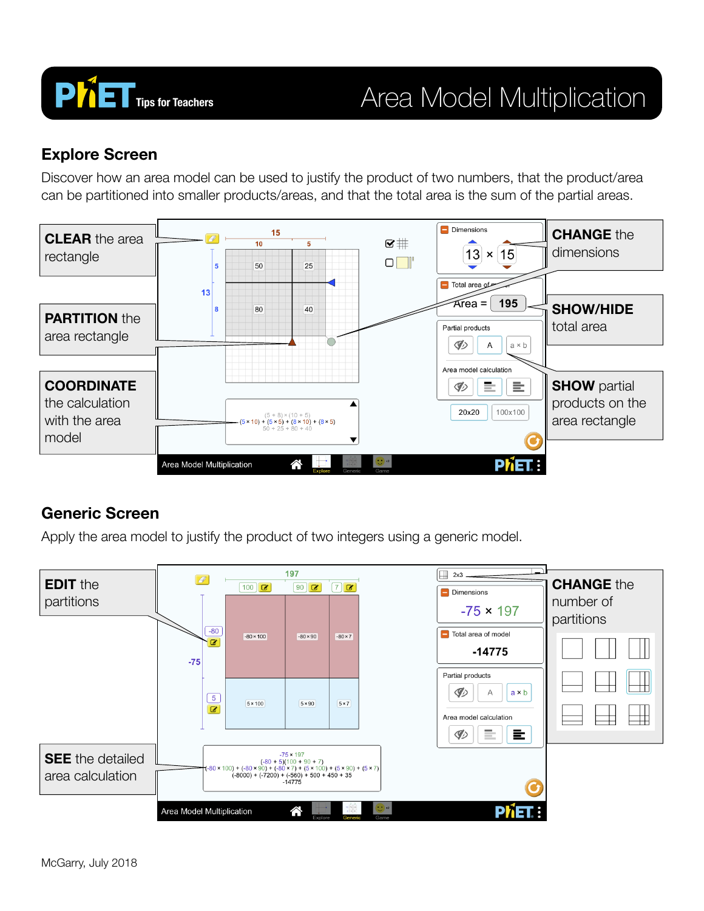# PhET Tips for Teachers — Area Model Multiplication

## Explore Screen

Discover how an area model can be used to justify the product of two numbers, that the product/area can be partitioned into smaller products/areas, and that the total area is the sum of the partial areas.

**CLEAR** the area rectangle

**PARTITION** the area rectangle

**COORDINATE** the calculation with the area model

**CHANGE** the dimensions

**SHOW/HIDE** total area

**SHOW** partial products on the area rectangle

## Generic Screen

Apply the area model to justify the product of two integers using a generic model.

**EDIT** the partitions

**SEE** the detailed area calculation

**CHANGE** the number of partitions

McGarry, July 2018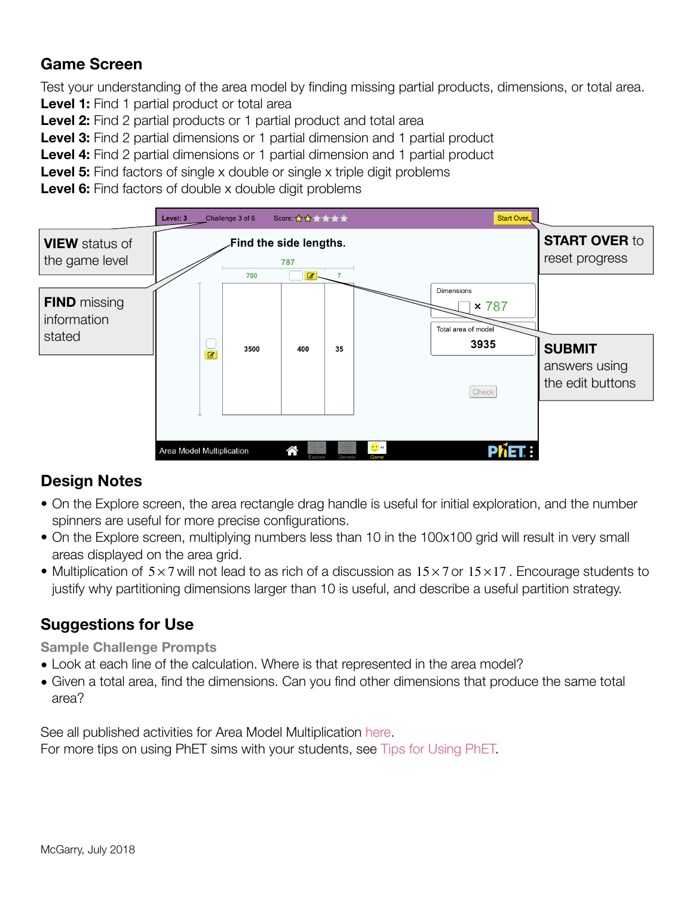## Game Screen

Test your understanding of the area model by finding missing partial products, dimensions, or total area.
**Level 1:** Find 1 partial product or total area
**Level 2:** Find 2 partial products or 1 partial product and total area
**Level 3:** Find 2 partial dimensions or 1 partial dimension and 1 partial product
**Level 4:** Find 2 partial dimensions or 1 partial dimension and 1 partial product
**Level 5:** Find factors of single x double or single x triple digit problems
**Level 6:** Find factors of double x double digit problems

**VIEW** status of the game level

**FIND** missing information stated

**START OVER** to reset progress

**SUBMIT** answers using the edit buttons

## Design Notes

- On the Explore screen, the area rectangle drag handle is useful for initial exploration, and the number spinners are useful for more precise configurations.
- On the Explore screen, multiplying numbers less than 10 in the 100x100 grid will result in very small areas displayed on the area grid.
- Multiplication of $5 \times 7$ will not lead to as rich of a discussion as $15 \times 7$ or $15 \times 17$. Encourage students to justify why partitioning dimensions larger than 10 is useful, and describe a useful partition strategy.

## Suggestions for Use

### Sample Challenge Prompts

- Look at each line of the calculation. Where is that represented in the area model?
- Given a total area, find the dimensions. Can you find other dimensions that produce the same total area?

See all published activities for Area Model Multiplication here.
For more tips on using PhET sims with your students, see Tips for Using PhET.

McGarry, July 2018